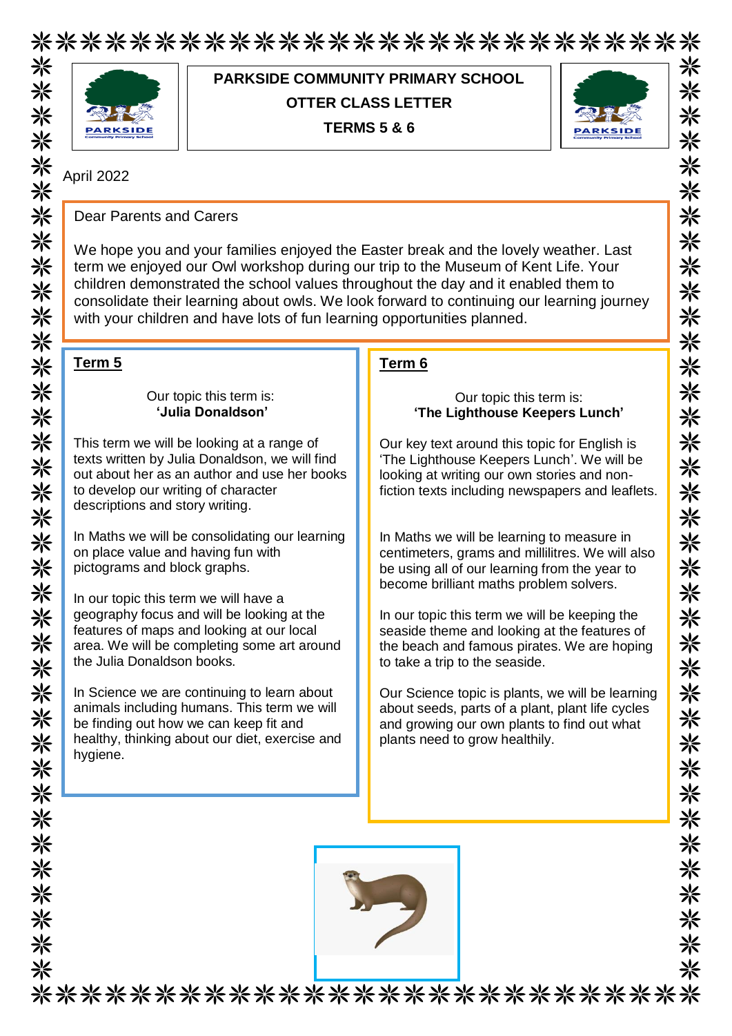# PARKSIDE COMMUNITY PRIMARY SCHOOL

## OTTER CLASS LETTER

## TERMS 5 & 6

April 2022

Dear Parents and Carers

We hope you and your families enjoyed the Easter break and the lovely weather. Last term we enjoyed our Owl workshop during our trip to the Museum of Kent Life. Your children demonstrated the school values throughout the day and it enabled them to consolidate their learning about owls. We look forward to continuing our learning journey with your children and have lots of fun learning opportunities planned.

## Term 5

Our topic this term is:
**'Julia Donaldson'**

This term we will be looking at a range of texts written by Julia Donaldson, we will find out about her as an author and use her books to develop our writing of character descriptions and story writing.

In Maths we will be consolidating our learning on place value and having fun with pictograms and block graphs.

In our topic this term we will have a geography focus and will be looking at the features of maps and looking at our local area. We will be completing some art around the Julia Donaldson books.

In Science we are continuing to learn about animals including humans. This term we will be finding out how we can keep fit and healthy, thinking about our diet, exercise and hygiene.

## Term 6

Our topic this term is:
**'The Lighthouse Keepers Lunch'**

Our key text around this topic for English is 'The Lighthouse Keepers Lunch'. We will be looking at writing our own stories and non-fiction texts including newspapers and leaflets.

In Maths we will be learning to measure in centimeters, grams and millilitres. We will also be using all of our learning from the year to become brilliant maths problem solvers.

In our topic this term we will be keeping the seaside theme and looking at the features of the beach and famous pirates. We are hoping to take a trip to the seaside.

Our Science topic is plants, we will be learning about seeds, parts of a plant, plant life cycles and growing our own plants to find out what plants need to grow healthily.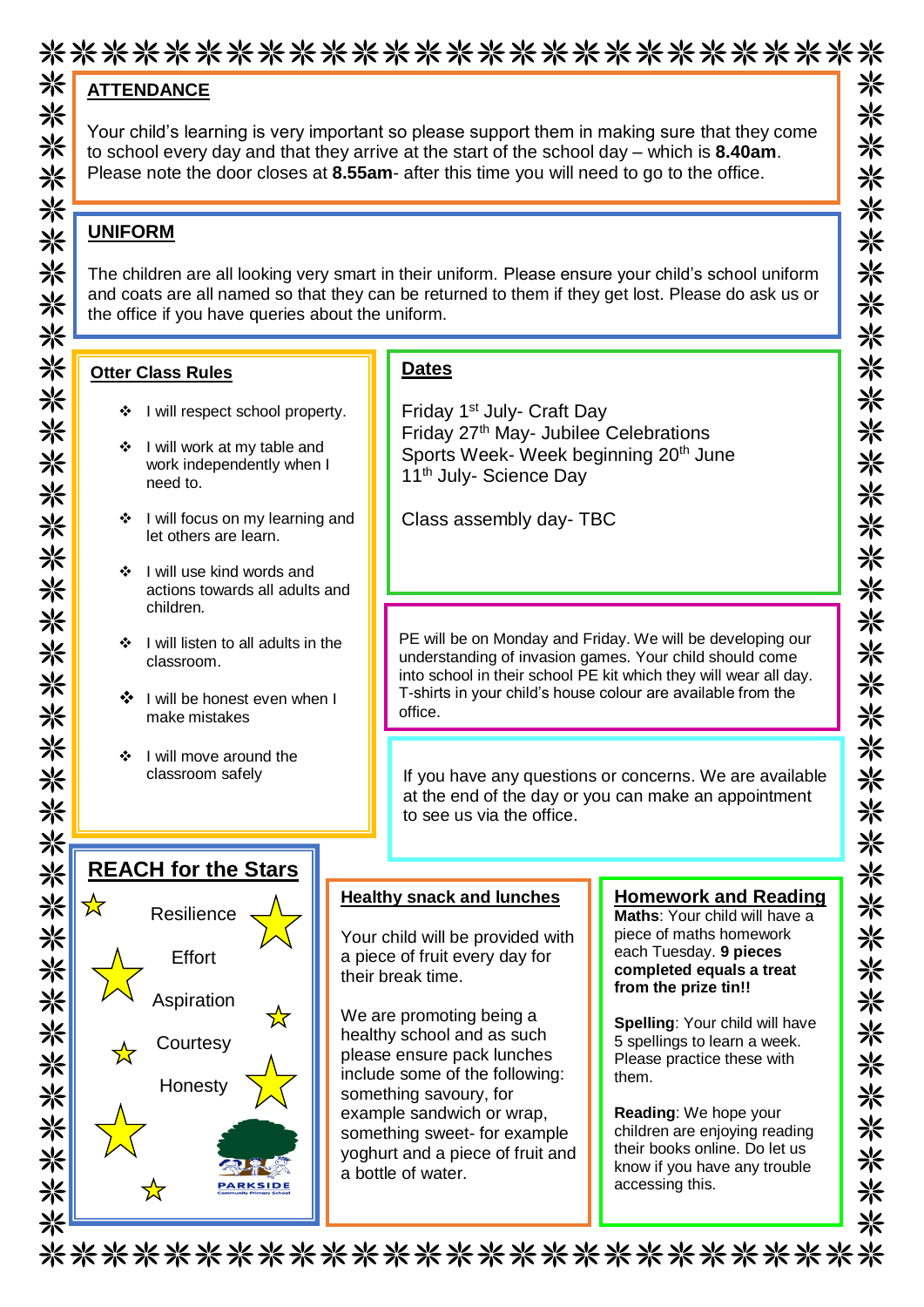## ATTENDANCE

Your child's learning is very important so please support them in making sure that they come to school every day and that they arrive at the start of the school day – which is **8.40am**. Please note the door closes at **8.55am**- after this time you will need to go to the office.

## UNIFORM

The children are all looking very smart in their uniform. Please ensure your child's school uniform and coats are all named so that they can be returned to them if they get lost. Please do ask us or the office if you have queries about the uniform.

## Otter Class Rules

- I will respect school property.
- I will work at my table and work independently when I need to.
- I will focus on my learning and let others are learn.
- I will use kind words and actions towards all adults and children.
- I will listen to all adults in the classroom.
- I will be honest even when I make mistakes
- I will move around the classroom safely

## Dates

Friday 1st July- Craft Day
Friday 27th May- Jubilee Celebrations
Sports Week- Week beginning 20th June
11th July- Science Day

Class assembly day- TBC

PE will be on Monday and Friday. We will be developing our understanding of invasion games. Your child should come into school in their school PE kit which they will wear all day. T-shirts in your child's house colour are available from the office.

If you have any questions or concerns. We are available at the end of the day or you can make an appointment to see us via the office.

## REACH for the Stars

Resilience

Effort

Aspiration

Courtesy

Honesty

PARKSIDE Community Primary School

## Healthy snack and lunches

Your child will be provided with a piece of fruit every day for their break time.

We are promoting being a healthy school and as such please ensure pack lunches include some of the following: something savoury, for example sandwich or wrap, something sweet- for example yoghurt and a piece of fruit and a bottle of water.

## Homework and Reading

**Maths**: Your child will have a piece of maths homework each Tuesday. **9 pieces completed equals a treat from the prize tin!!**

**Spelling**: Your child will have 5 spellings to learn a week. Please practice these with them.

**Reading**: We hope your children are enjoying reading their books online. Do let us know if you have any trouble accessing this.